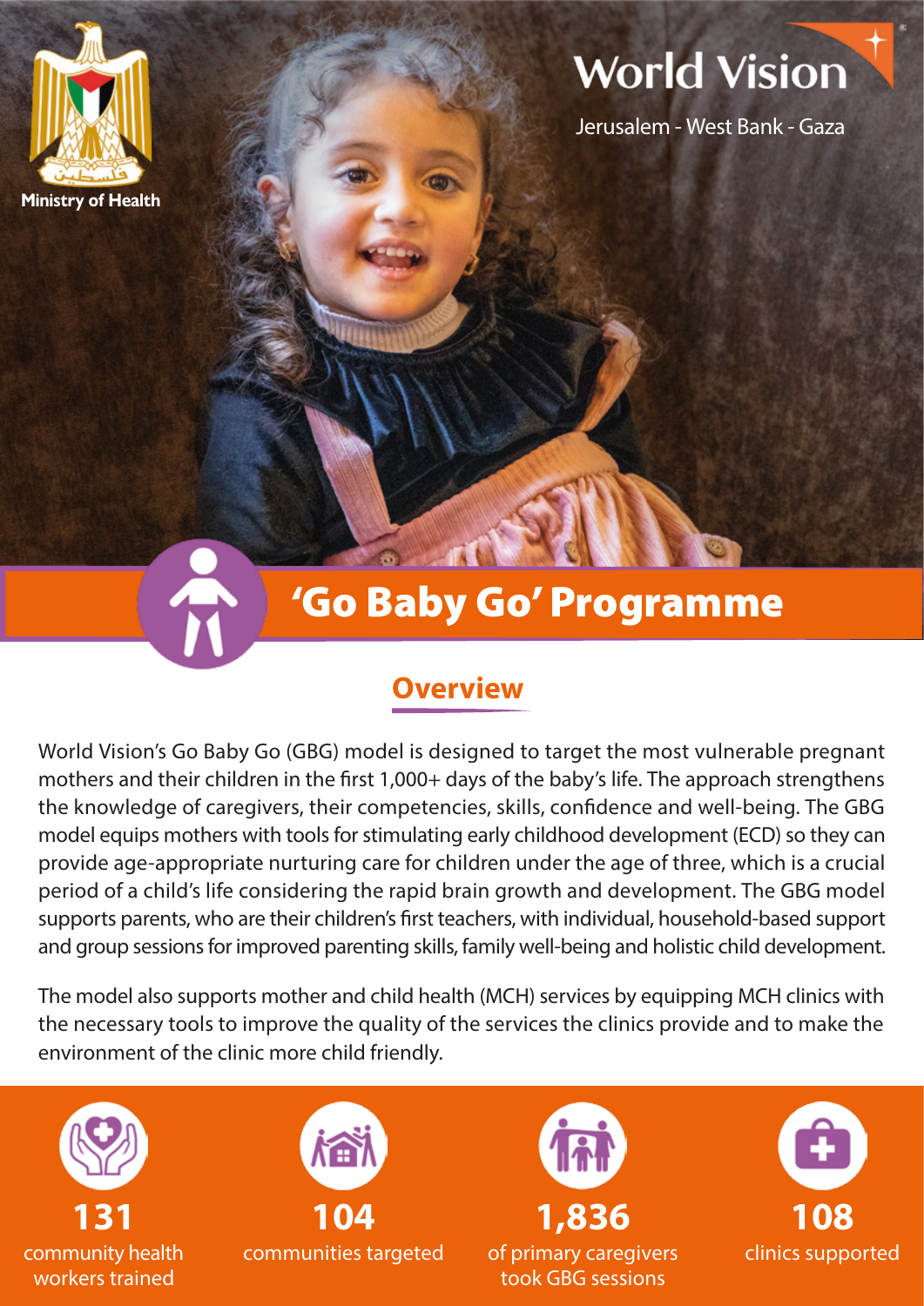Ministry of Health

World Vision

Jerusalem - West Bank - Gaza

# 'Go Baby Go' Programme

## Overview

World Vision's Go Baby Go (GBG) model is designed to target the most vulnerable pregnant mothers and their children in the first 1,000+ days of the baby's life. The approach strengthens the knowledge of caregivers, their competencies, skills, confidence and well-being. The GBG model equips mothers with tools for stimulating early childhood development (ECD) so they can provide age-appropriate nurturing care for children under the age of three, which is a crucial period of a child's life considering the rapid brain growth and development. The GBG model supports parents, who are their children's first teachers, with individual, household-based support and group sessions for improved parenting skills, family well-being and holistic child development.

The model also supports mother and child health (MCH) services by equipping MCH clinics with the necessary tools to improve the quality of the services the clinics provide and to make the environment of the clinic more child friendly.

**131** community health workers trained

**104** communities targeted

**1,836** of primary caregivers took GBG sessions

**108** clinics supported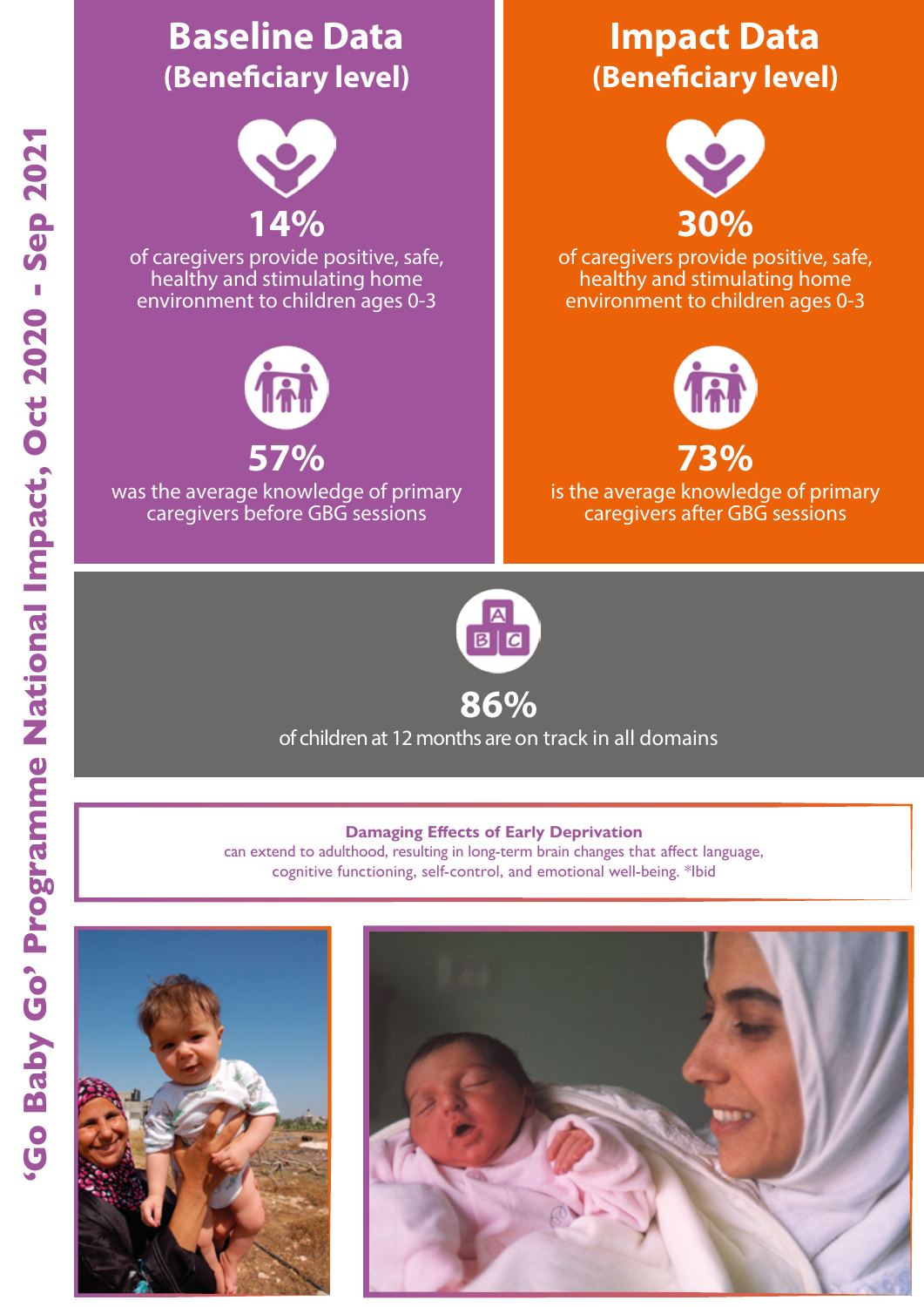# 'Go Baby Go' Programme National Impact, Oct 2020 - Sep 2021

## Baseline Data (Beneficiary level)

**14%**

of caregivers provide positive, safe, healthy and stimulating home environment to children ages 0-3

**57%**

was the average knowledge of primary caregivers before GBG sessions

## Impact Data (Beneficiary level)

**30%**

of caregivers provide positive, safe, healthy and stimulating home environment to children ages 0-3

**73%**

is the average knowledge of primary caregivers after GBG sessions

**86%**

of children at 12 months are on track in all domains

**Damaging Effects of Early Deprivation**

can extend to adulthood, resulting in long-term brain changes that affect language, cognitive functioning, self-control, and emotional well-being. *Ibid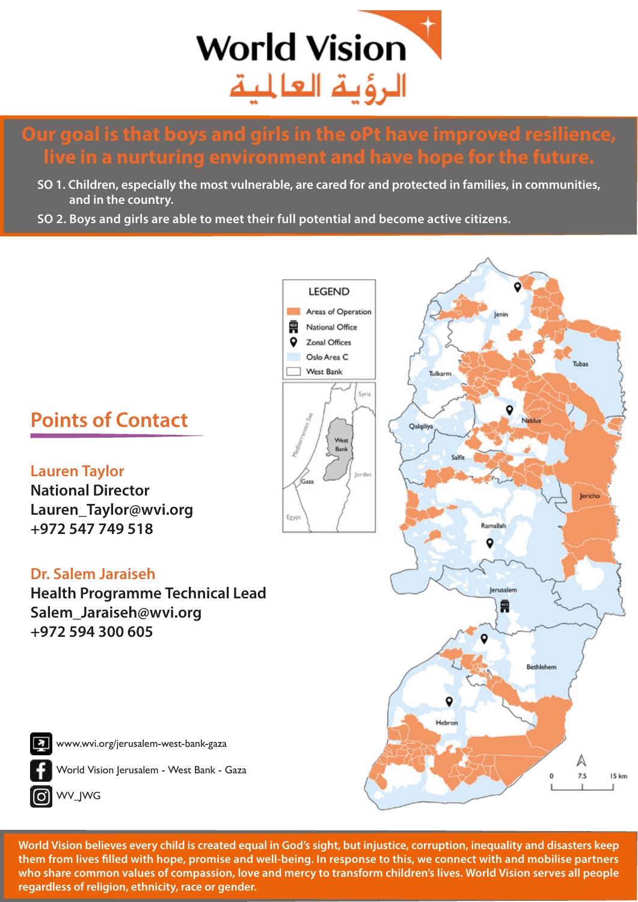# World Vision

الرؤية العالمية

## Our goal is that boys and girls in the oPt have improved resilience, live in a nurturing environment and have hope for the future.

SO 1. Children, especially the most vulnerable, are cared for and protected in families, in communities, and in the country.

SO 2. Boys and girls are able to meet their full potential and become active citizens.

LEGEND

Areas of Operation

National Office

Zonal Offices

Oslo Area C

West Bank

Syria

Mediterranean Sea

West Bank

Gaza

Jordan

Egypt

Jenin

Tubas

Tulkarm

Nablus

Qalqiliya

Salfit

Jericho

Ramallah

Jerusalem

Bethlehem

Hebron

0 7.5 15 km

## Points of Contact

**Lauren Taylor**
National Director
Lauren_Taylor@wvi.org
+972 547 749 518

**Dr. Salem Jaraiseh**
Health Programme Technical Lead
Salem_Jaraiseh@wvi.org
+972 594 300 605

www.wvi.org/jerusalem-west-bank-gaza

World Vision Jerusalem - West Bank - Gaza

WV_JWG

World Vision believes every child is created equal in God's sight, but injustice, corruption, inequality and disasters keep them from lives filled with hope, promise and well-being. In response to this, we connect with and mobilise partners who share common values of compassion, love and mercy to transform children's lives. World Vision serves all people regardless of religion, ethnicity, race or gender.